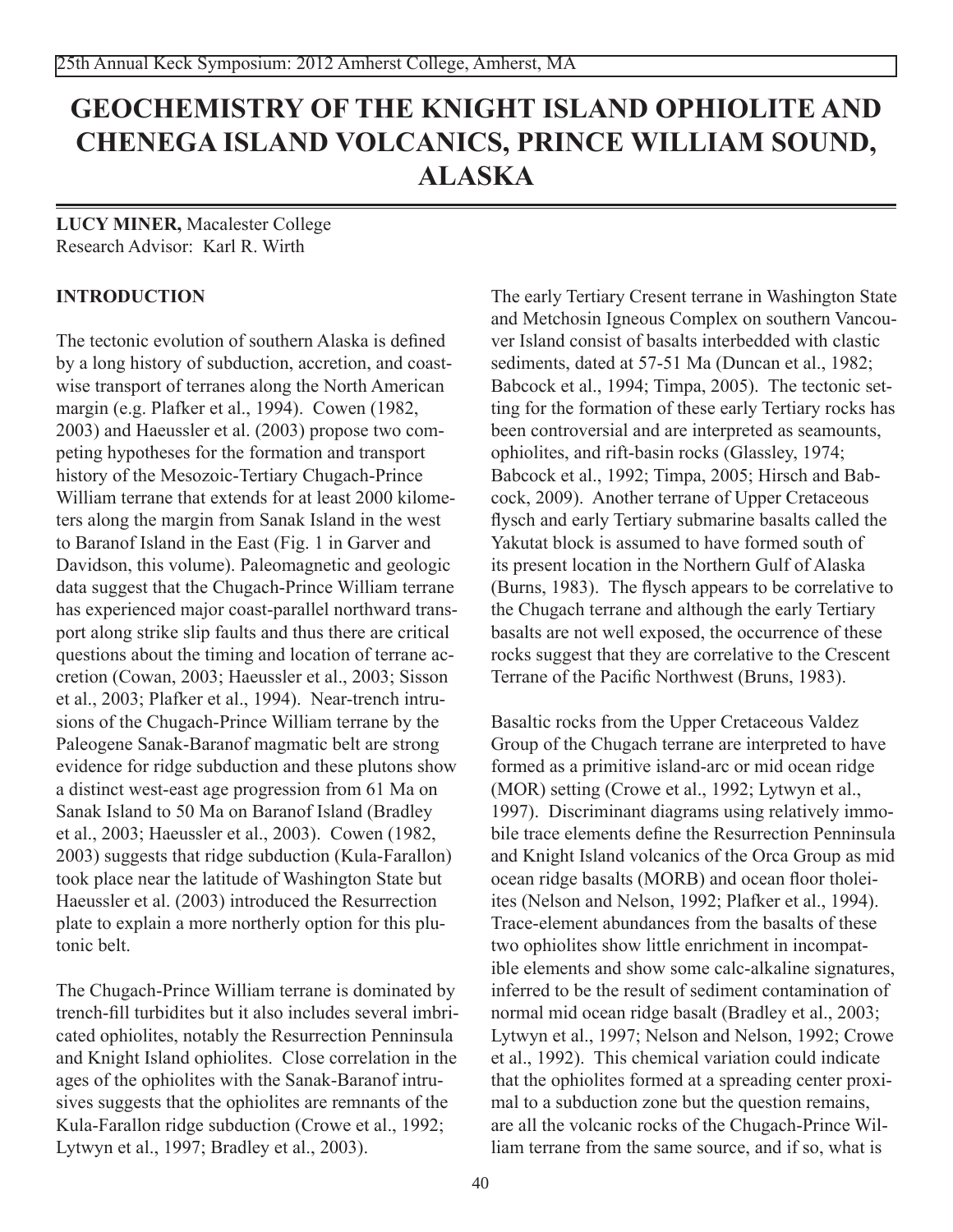# GEOCHEMISTRY OF THE KNIGHT ISLAND OPHIOLITE AND CHENEGA ISLAND VOLCANICS, PRINCE WILLIAM SOUND, ALASKA

**LUCY MINER,** Macalester College
Research Advisor: Karl R. Wirth

## INTRODUCTION

The tectonic evolution of southern Alaska is defined by a long history of subduction, accretion, and coast-wise transport of terranes along the North American margin (e.g. Plafker et al., 1994). Cowen (1982, 2003) and Haeussler et al. (2003) propose two competing hypotheses for the formation and transport history of the Mesozoic-Tertiary Chugach-Prince William terrane that extends for at least 2000 kilometers along the margin from Sanak Island in the west to Baranof Island in the East (Fig. 1 in Garver and Davidson, this volume). Paleomagnetic and geologic data suggest that the Chugach-Prince William terrane has experienced major coast-parallel northward transport along strike slip faults and thus there are critical questions about the timing and location of terrane accretion (Cowan, 2003; Haeussler et al., 2003; Sisson et al., 2003; Plafker et al., 1994). Near-trench intrusions of the Chugach-Prince William terrane by the Paleogene Sanak-Baranof magmatic belt are strong evidence for ridge subduction and these plutons show a distinct west-east age progression from 61 Ma on Sanak Island to 50 Ma on Baranof Island (Bradley et al., 2003; Haeussler et al., 2003). Cowen (1982, 2003) suggests that ridge subduction (Kula-Farallon) took place near the latitude of Washington State but Haeussler et al. (2003) introduced the Resurrection plate to explain a more northerly option for this plutonic belt.

The Chugach-Prince William terrane is dominated by trench-fill turbidites but it also includes several imbricated ophiolites, notably the Resurrection Penninsula and Knight Island ophiolites. Close correlation in the ages of the ophiolites with the Sanak-Baranof intrusives suggests that the ophiolites are remnants of the Kula-Farallon ridge subduction (Crowe et al., 1992; Lytwyn et al., 1997; Bradley et al., 2003).

The early Tertiary Cresent terrane in Washington State and Metchosin Igneous Complex on southern Vancouver Island consist of basalts interbedded with clastic sediments, dated at 57-51 Ma (Duncan et al., 1982; Babcock et al., 1994; Timpa, 2005). The tectonic setting for the formation of these early Tertiary rocks has been controversial and are interpreted as seamounts, ophiolites, and rift-basin rocks (Glassley, 1974; Babcock et al., 1992; Timpa, 2005; Hirsch and Babcock, 2009). Another terrane of Upper Cretaceous flysch and early Tertiary submarine basalts called the Yakutat block is assumed to have formed south of its present location in the Northern Gulf of Alaska (Burns, 1983). The flysch appears to be correlative to the Chugach terrane and although the early Tertiary basalts are not well exposed, the occurrence of these rocks suggest that they are correlative to the Crescent Terrane of the Pacific Northwest (Bruns, 1983).

Basaltic rocks from the Upper Cretaceous Valdez Group of the Chugach terrane are interpreted to have formed as a primitive island-arc or mid ocean ridge (MOR) setting (Crowe et al., 1992; Lytwyn et al., 1997). Discriminant diagrams using relatively immobile trace elements define the Resurrection Penninsula and Knight Island volcanics of the Orca Group as mid ocean ridge basalts (MORB) and ocean floor tholeiites (Nelson and Nelson, 1992; Plafker et al., 1994). Trace-element abundances from the basalts of these two ophiolites show little enrichment in incompatible elements and show some calc-alkaline signatures, inferred to be the result of sediment contamination of normal mid ocean ridge basalt (Bradley et al., 2003; Lytwyn et al., 1997; Nelson and Nelson, 1992; Crowe et al., 1992). This chemical variation could indicate that the ophiolites formed at a spreading center proximal to a subduction zone but the question remains, are all the volcanic rocks of the Chugach-Prince William terrane from the same source, and if so, what is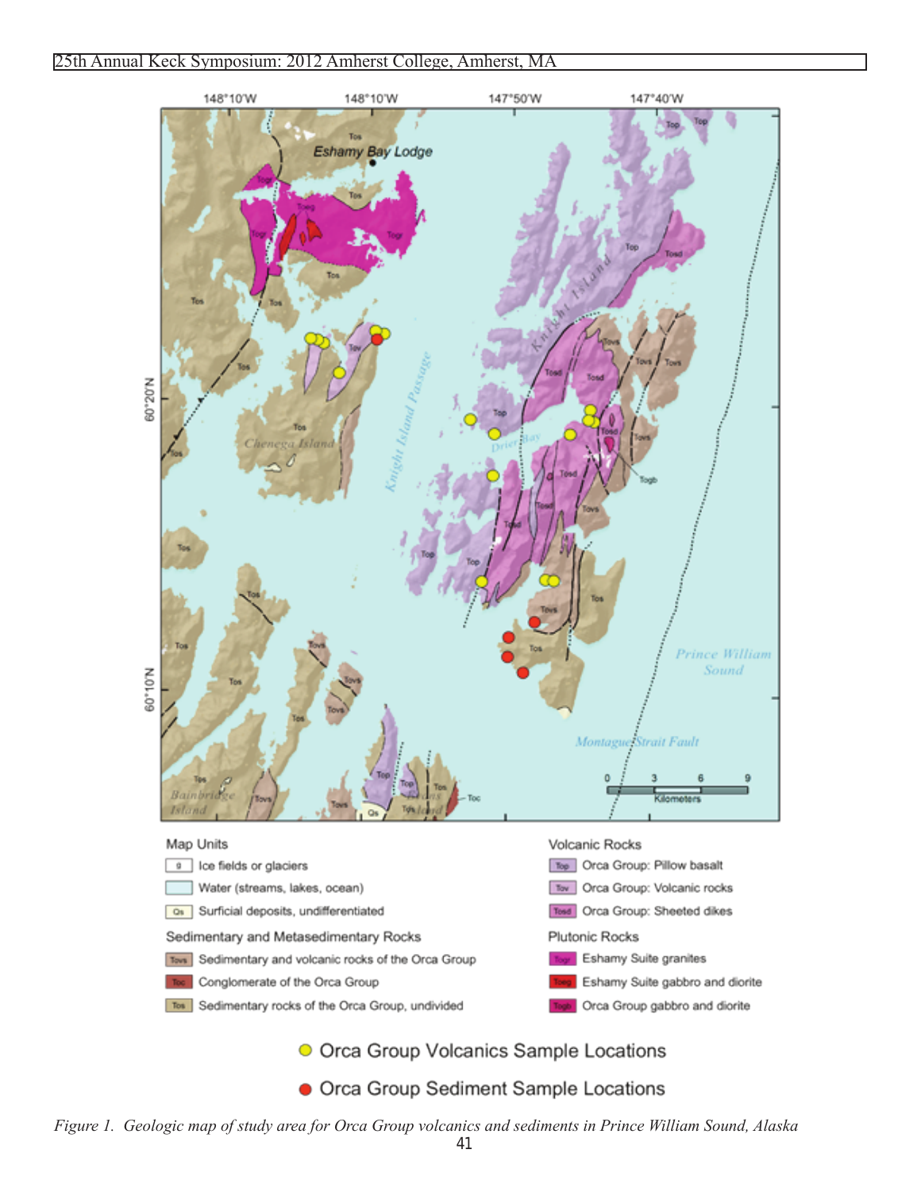*Figure 1. Geologic map of study area for Orca Group volcanics and sediments in Prince William Sound, Alaska*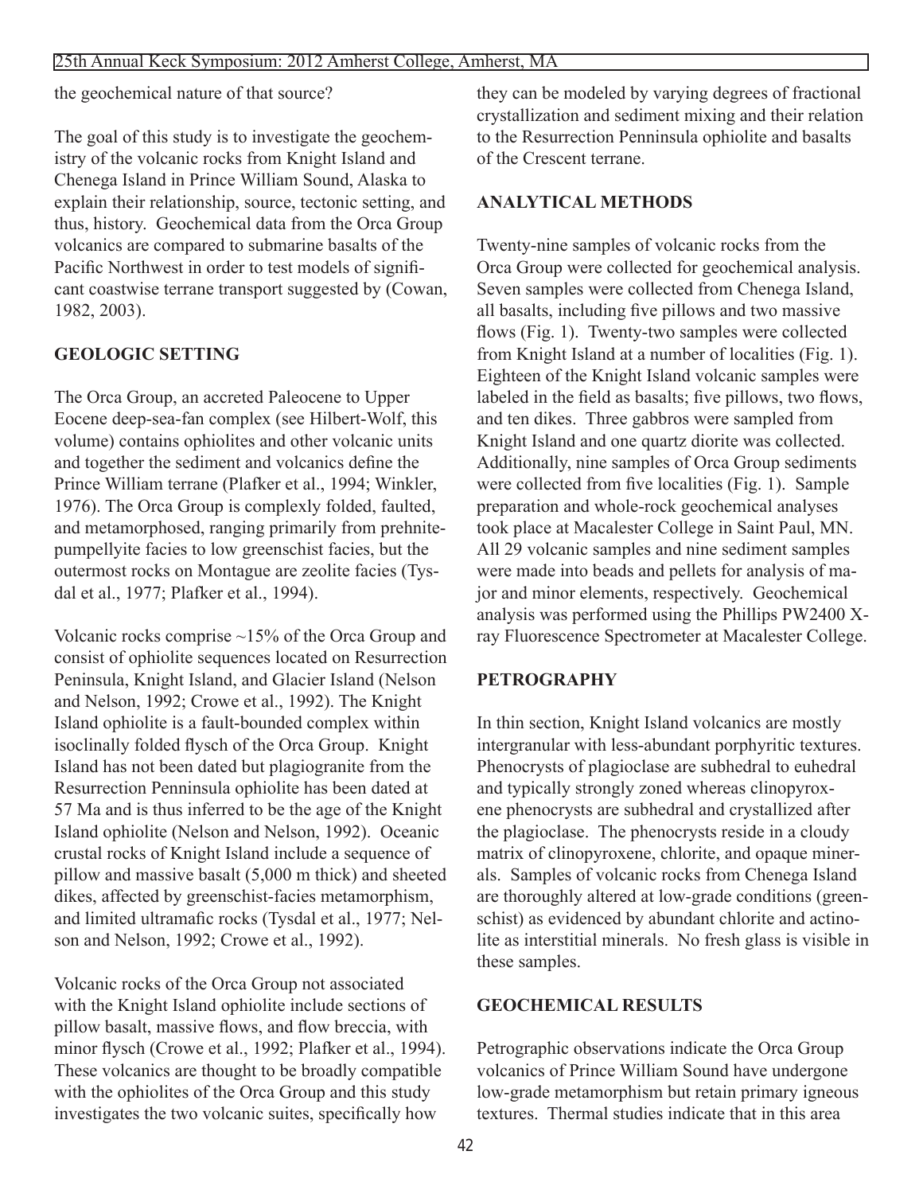the geochemical nature of that source?

The goal of this study is to investigate the geochemistry of the volcanic rocks from Knight Island and Chenega Island in Prince William Sound, Alaska to explain their relationship, source, tectonic setting, and thus, history. Geochemical data from the Orca Group volcanics are compared to submarine basalts of the Pacific Northwest in order to test models of significant coastwise terrane transport suggested by (Cowan, 1982, 2003).

## GEOLOGIC SETTING

The Orca Group, an accreted Paleocene to Upper Eocene deep-sea-fan complex (see Hilbert-Wolf, this volume) contains ophiolites and other volcanic units and together the sediment and volcanics define the Prince William terrane (Plafker et al., 1994; Winkler, 1976). The Orca Group is complexly folded, faulted, and metamorphosed, ranging primarily from prehnite-pumpellyite facies to low greenschist facies, but the outermost rocks on Montague are zeolite facies (Tysdal et al., 1977; Plafker et al., 1994).

Volcanic rocks comprise ~15% of the Orca Group and consist of ophiolite sequences located on Resurrection Peninsula, Knight Island, and Glacier Island (Nelson and Nelson, 1992; Crowe et al., 1992). The Knight Island ophiolite is a fault-bounded complex within isoclinally folded flysch of the Orca Group. Knight Island has not been dated but plagiogranite from the Resurrection Penninsula ophiolite has been dated at 57 Ma and is thus inferred to be the age of the Knight Island ophiolite (Nelson and Nelson, 1992). Oceanic crustal rocks of Knight Island include a sequence of pillow and massive basalt (5,000 m thick) and sheeted dikes, affected by greenschist-facies metamorphism, and limited ultramafic rocks (Tysdal et al., 1977; Nelson and Nelson, 1992; Crowe et al., 1992).

Volcanic rocks of the Orca Group not associated with the Knight Island ophiolite include sections of pillow basalt, massive flows, and flow breccia, with minor flysch (Crowe et al., 1992; Plafker et al., 1994). These volcanics are thought to be broadly compatible with the ophiolites of the Orca Group and this study investigates the two volcanic suites, specifically how they can be modeled by varying degrees of fractional crystallization and sediment mixing and their relation to the Resurrection Penninsula ophiolite and basalts of the Crescent terrane.

## ANALYTICAL METHODS

Twenty-nine samples of volcanic rocks from the Orca Group were collected for geochemical analysis. Seven samples were collected from Chenega Island, all basalts, including five pillows and two massive flows (Fig. 1). Twenty-two samples were collected from Knight Island at a number of localities (Fig. 1). Eighteen of the Knight Island volcanic samples were labeled in the field as basalts; five pillows, two flows, and ten dikes. Three gabbros were sampled from Knight Island and one quartz diorite was collected. Additionally, nine samples of Orca Group sediments were collected from five localities (Fig. 1). Sample preparation and whole-rock geochemical analyses took place at Macalester College in Saint Paul, MN. All 29 volcanic samples and nine sediment samples were made into beads and pellets for analysis of major and minor elements, respectively. Geochemical analysis was performed using the Phillips PW2400 X-ray Fluorescence Spectrometer at Macalester College.

## PETROGRAPHY

In thin section, Knight Island volcanics are mostly intergranular with less-abundant porphyritic textures. Phenocrysts of plagioclase are subhedral to euhedral and typically strongly zoned whereas clinopyroxene phenocrysts are subhedral and crystallized after the plagioclase. The phenocrysts reside in a cloudy matrix of clinopyroxene, chlorite, and opaque minerals. Samples of volcanic rocks from Chenega Island are thoroughly altered at low-grade conditions (greenschist) as evidenced by abundant chlorite and actinolite as interstitial minerals. No fresh glass is visible in these samples.

## GEOCHEMICAL RESULTS

Petrographic observations indicate the Orca Group volcanics of Prince William Sound have undergone low-grade metamorphism but retain primary igneous textures. Thermal studies indicate that in this area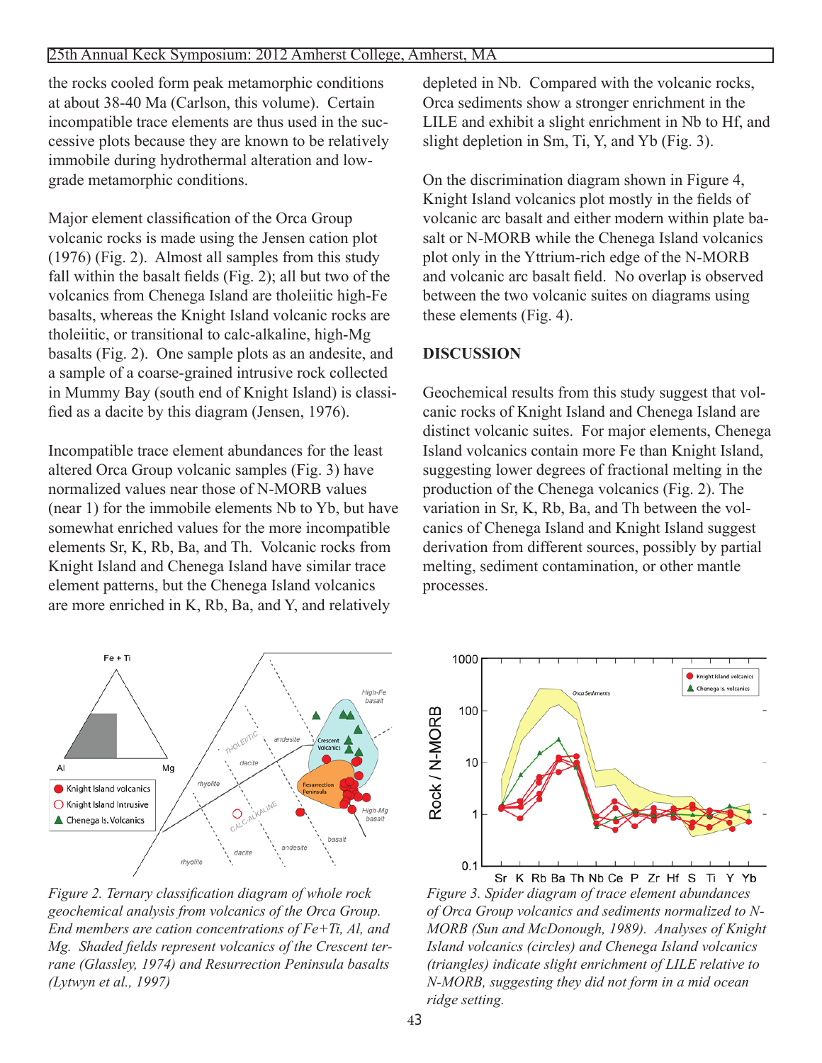the rocks cooled form peak metamorphic conditions at about 38-40 Ma (Carlson, this volume). Certain incompatible trace elements are thus used in the successive plots because they are known to be relatively immobile during hydrothermal alteration and low-grade metamorphic conditions.

Major element classification of the Orca Group volcanic rocks is made using the Jensen cation plot (1976) (Fig. 2). Almost all samples from this study fall within the basalt fields (Fig. 2); all but two of the volcanics from Chenega Island are tholeiitic high-Fe basalts, whereas the Knight Island volcanic rocks are tholeiitic, or transitional to calc-alkaline, high-Mg basalts (Fig. 2). One sample plots as an andesite, and a sample of a coarse-grained intrusive rock collected in Mummy Bay (south end of Knight Island) is classified as a dacite by this diagram (Jensen, 1976).

Incompatible trace element abundances for the least altered Orca Group volcanic samples (Fig. 3) have normalized values near those of N-MORB values (near 1) for the immobile elements Nb to Yb, but have somewhat enriched values for the more incompatible elements Sr, K, Rb, Ba, and Th. Volcanic rocks from Knight Island and Chenega Island have similar trace element patterns, but the Chenega Island volcanics are more enriched in K, Rb, Ba, and Y, and relatively depleted in Nb. Compared with the volcanic rocks, Orca sediments show a stronger enrichment in the LILE and exhibit a slight enrichment in Nb to Hf, and slight depletion in Sm, Ti, Y, and Yb (Fig. 3).

On the discrimination diagram shown in Figure 4, Knight Island volcanics plot mostly in the fields of volcanic arc basalt and either modern within plate basalt or N-MORB while the Chenega Island volcanics plot only in the Yttrium-rich edge of the N-MORB and volcanic arc basalt field. No overlap is observed between the two volcanic suites on diagrams using these elements (Fig. 4).

## DISCUSSION

Geochemical results from this study suggest that volcanic rocks of Knight Island and Chenega Island are distinct volcanic suites. For major elements, Chenega Island volcanics contain more Fe than Knight Island, suggesting lower degrees of fractional melting in the production of the Chenega volcanics (Fig. 2). The variation in Sr, K, Rb, Ba, and Th between the volcanics of Chenega Island and Knight Island suggest derivation from different sources, possibly by partial melting, sediment contamination, or other mantle processes.

*Figure 2. Ternary classification diagram of whole rock geochemical analysis from volcanics of the Orca Group. End members are cation concentrations of Fe+Ti, Al, and Mg. Shaded fields represent volcanics of the Crescent terrane (Glassley, 1974) and Resurrection Peninsula basalts (Lytwyn et al., 1997)*

*Figure 3. Spider diagram of trace element abundances of Orca Group volcanics and sediments normalized to N-MORB (Sun and McDonough, 1989). Analyses of Knight Island volcanics (circles) and Chenega Island volcanics (triangles) indicate slight enrichment of LILE relative to N-MORB, suggesting they did not form in a mid ocean ridge setting.*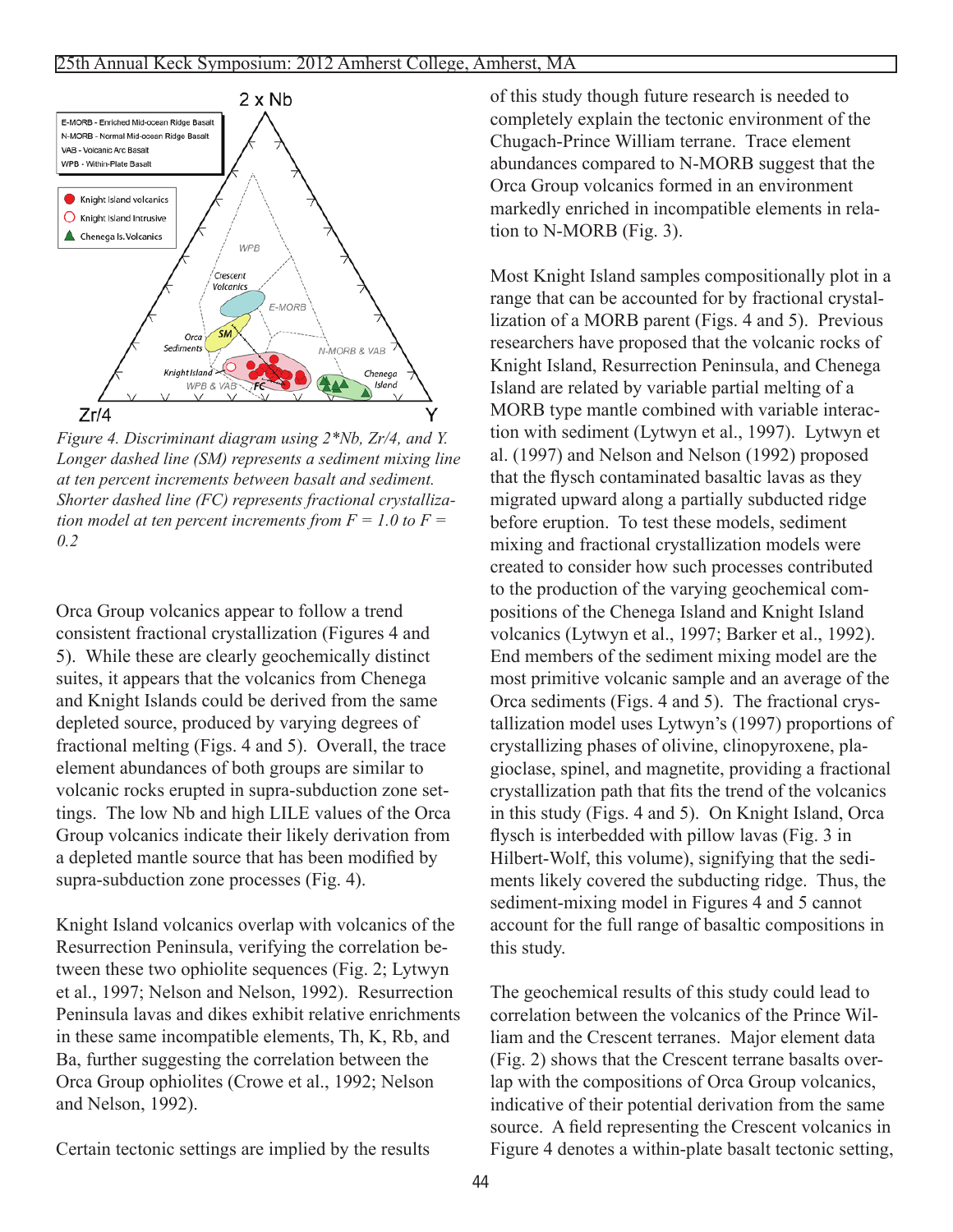Figure 4. Discriminant diagram using 2*Nb, Zr/4, and Y. Longer dashed line (SM) represents a sediment mixing line at ten percent increments between basalt and sediment. Shorter dashed line (FC) represents fractional crystallization model at ten percent increments from F = 1.0 to F = 0.2

Orca Group volcanics appear to follow a trend consistent fractional crystallization (Figures 4 and 5). While these are clearly geochemically distinct suites, it appears that the volcanics from Chenega and Knight Islands could be derived from the same depleted source, produced by varying degrees of fractional melting (Figs. 4 and 5). Overall, the trace element abundances of both groups are similar to volcanic rocks erupted in supra-subduction zone settings. The low Nb and high LILE values of the Orca Group volcanics indicate their likely derivation from a depleted mantle source that has been modified by supra-subduction zone processes (Fig. 4).

Knight Island volcanics overlap with volcanics of the Resurrection Peninsula, verifying the correlation between these two ophiolite sequences (Fig. 2; Lytwyn et al., 1997; Nelson and Nelson, 1992). Resurrection Peninsula lavas and dikes exhibit relative enrichments in these same incompatible elements, Th, K, Rb, and Ba, further suggesting the correlation between the Orca Group ophiolites (Crowe et al., 1992; Nelson and Nelson, 1992).

Certain tectonic settings are implied by the results of this study though future research is needed to completely explain the tectonic environment of the Chugach-Prince William terrane. Trace element abundances compared to N-MORB suggest that the Orca Group volcanics formed in an environment markedly enriched in incompatible elements in relation to N-MORB (Fig. 3).

Most Knight Island samples compositionally plot in a range that can be accounted for by fractional crystallization of a MORB parent (Figs. 4 and 5). Previous researchers have proposed that the volcanic rocks of Knight Island, Resurrection Peninsula, and Chenega Island are related by variable partial melting of a MORB type mantle combined with variable interaction with sediment (Lytwyn et al., 1997). Lytwyn et al. (1997) and Nelson and Nelson (1992) proposed that the flysch contaminated basaltic lavas as they migrated upward along a partially subducted ridge before eruption. To test these models, sediment mixing and fractional crystallization models were created to consider how such processes contributed to the production of the varying geochemical compositions of the Chenega Island and Knight Island volcanics (Lytwyn et al., 1997; Barker et al., 1992). End members of the sediment mixing model are the most primitive volcanic sample and an average of the Orca sediments (Figs. 4 and 5). The fractional crystallization model uses Lytwyn's (1997) proportions of crystallizing phases of olivine, clinopyroxene, plagioclase, spinel, and magnetite, providing a fractional crystallization path that fits the trend of the volcanics in this study (Figs. 4 and 5). On Knight Island, Orca flysch is interbedded with pillow lavas (Fig. 3 in Hilbert-Wolf, this volume), signifying that the sediments likely covered the subducting ridge. Thus, the sediment-mixing model in Figures 4 and 5 cannot account for the full range of basaltic compositions in this study.

The geochemical results of this study could lead to correlation between the volcanics of the Prince William and the Crescent terranes. Major element data (Fig. 2) shows that the Crescent terrane basalts overlap with the compositions of Orca Group volcanics, indicative of their potential derivation from the same source. A field representing the Crescent volcanics in Figure 4 denotes a within-plate basalt tectonic setting,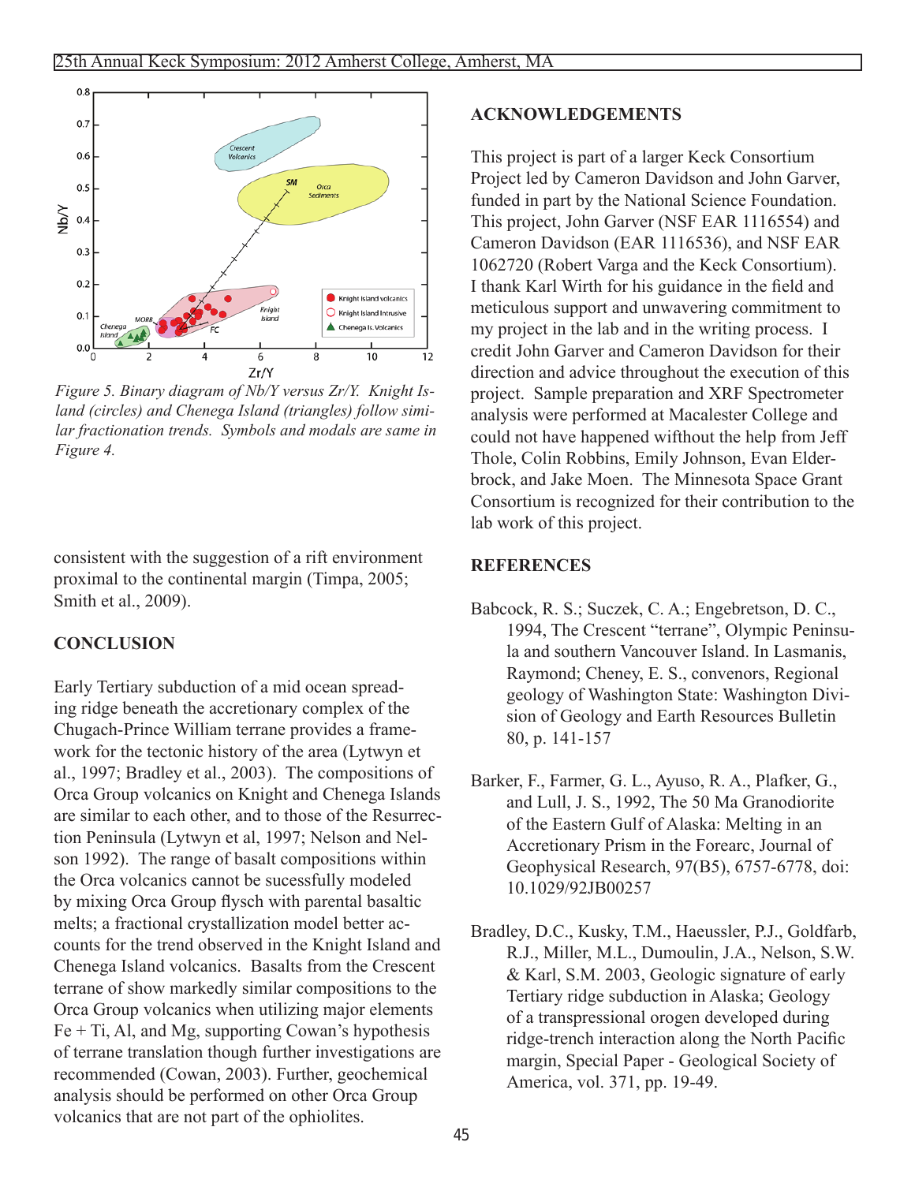*Figure 5. Binary diagram of Nb/Y versus Zr/Y. Knight Island (circles) and Chenega Island (triangles) follow similar fractionation trends. Symbols and modals are same in Figure 4.*

consistent with the suggestion of a rift environment proximal to the continental margin (Timpa, 2005; Smith et al., 2009).

## CONCLUSION

Early Tertiary subduction of a mid ocean spreading ridge beneath the accretionary complex of the Chugach-Prince William terrane provides a framework for the tectonic history of the area (Lytwyn et al., 1997; Bradley et al., 2003). The compositions of Orca Group volcanics on Knight and Chenega Islands are similar to each other, and to those of the Resurrection Peninsula (Lytwyn et al, 1997; Nelson and Nelson 1992). The range of basalt compositions within the Orca volcanics cannot be sucessfully modeled by mixing Orca Group flysch with parental basaltic melts; a fractional crystallization model better accounts for the trend observed in the Knight Island and Chenega Island volcanics. Basalts from the Crescent terrane of show markedly similar compositions to the Orca Group volcanics when utilizing major elements Fe + Ti, Al, and Mg, supporting Cowan's hypothesis of terrane translation though further investigations are recommended (Cowan, 2003). Further, geochemical analysis should be performed on other Orca Group volcanics that are not part of the ophiolites.

## ACKNOWLEDGEMENTS

This project is part of a larger Keck Consortium Project led by Cameron Davidson and John Garver, funded in part by the National Science Foundation. This project, John Garver (NSF EAR 1116554) and Cameron Davidson (EAR 1116536), and NSF EAR 1062720 (Robert Varga and the Keck Consortium). I thank Karl Wirth for his guidance in the field and meticulous support and unwavering commitment to my project in the lab and in the writing process. I credit John Garver and Cameron Davidson for their direction and advice throughout the execution of this project. Sample preparation and XRF Spectrometer analysis were performed at Macalester College and could not have happened wifthout the help from Jeff Thole, Colin Robbins, Emily Johnson, Evan Elderbrock, and Jake Moen. The Minnesota Space Grant Consortium is recognized for their contribution to the lab work of this project.

## REFERENCES

Babcock, R. S.; Suczek, C. A.; Engebretson, D. C., 1994, The Crescent "terrane", Olympic Peninsula and southern Vancouver Island. In Lasmanis, Raymond; Cheney, E. S., convenors, Regional geology of Washington State: Washington Division of Geology and Earth Resources Bulletin 80, p. 141-157

Barker, F., Farmer, G. L., Ayuso, R. A., Plafker, G., and Lull, J. S., 1992, The 50 Ma Granodiorite of the Eastern Gulf of Alaska: Melting in an Accretionary Prism in the Forearc, Journal of Geophysical Research, 97(B5), 6757-6778, doi: 10.1029/92JB00257

Bradley, D.C., Kusky, T.M., Haeussler, P.J., Goldfarb, R.J., Miller, M.L., Dumoulin, J.A., Nelson, S.W. & Karl, S.M. 2003, Geologic signature of early Tertiary ridge subduction in Alaska; Geology of a transpressional orogen developed during ridge-trench interaction along the North Pacific margin, Special Paper - Geological Society of America, vol. 371, pp. 19-49.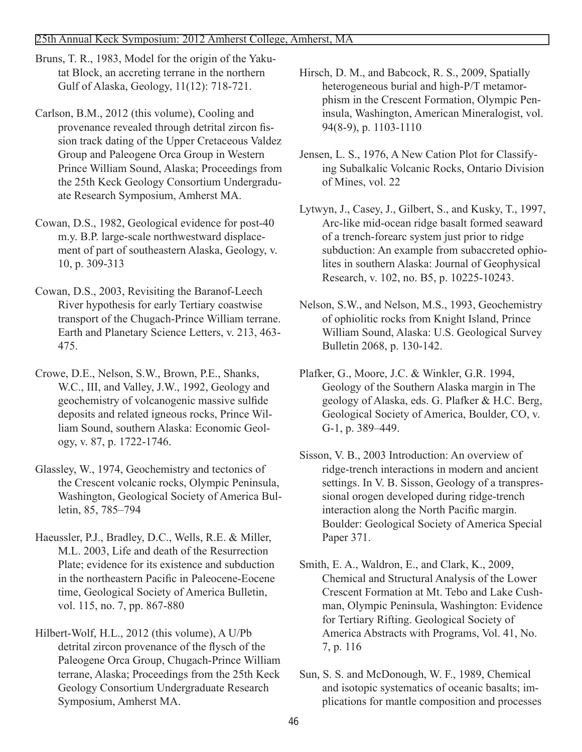Bruns, T. R., 1983, Model for the origin of the Yakutat Block, an accreting terrane in the northern Gulf of Alaska, Geology, 11(12): 718-721.

Carlson, B.M., 2012 (this volume), Cooling and provenance revealed through detrital zircon fission track dating of the Upper Cretaceous Valdez Group and Paleogene Orca Group in Western Prince William Sound, Alaska; Proceedings from the 25th Keck Geology Consortium Undergraduate Research Symposium, Amherst MA.

Cowan, D.S., 1982, Geological evidence for post-40 m.y. B.P. large-scale northwestward displacement of part of southeastern Alaska, Geology, v. 10, p. 309-313

Cowan, D.S., 2003, Revisiting the Baranof-Leech River hypothesis for early Tertiary coastwise transport of the Chugach-Prince William terrane. Earth and Planetary Science Letters, v. 213, 463-475.

Crowe, D.E., Nelson, S.W., Brown, P.E., Shanks, W.C., III, and Valley, J.W., 1992, Geology and geochemistry of volcanogenic massive sulfide deposits and related igneous rocks, Prince William Sound, southern Alaska: Economic Geology, v. 87, p. 1722-1746.

Glassley, W., 1974, Geochemistry and tectonics of the Crescent volcanic rocks, Olympic Peninsula, Washington, Geological Society of America Bulletin, 85, 785–794

Haeussler, P.J., Bradley, D.C., Wells, R.E. & Miller, M.L. 2003, Life and death of the Resurrection Plate; evidence for its existence and subduction in the northeastern Pacific in Paleocene-Eocene time, Geological Society of America Bulletin, vol. 115, no. 7, pp. 867-880

Hilbert-Wolf, H.L., 2012 (this volume), A U/Pb detrital zircon provenance of the flysch of the Paleogene Orca Group, Chugach-Prince William terrane, Alaska; Proceedings from the 25th Keck Geology Consortium Undergraduate Research Symposium, Amherst MA.

Hirsch, D. M., and Babcock, R. S., 2009, Spatially heterogeneous burial and high-P/T metamorphism in the Crescent Formation, Olympic Peninsula, Washington, American Mineralogist, vol. 94(8-9), p. 1103-1110

Jensen, L. S., 1976, A New Cation Plot for Classifying Subalkalic Volcanic Rocks, Ontario Division of Mines, vol. 22

Lytwyn, J., Casey, J., Gilbert, S., and Kusky, T., 1997, Arc-like mid-ocean ridge basalt formed seaward of a trench-forearc system just prior to ridge subduction: An example from subaccreted ophiolites in southern Alaska: Journal of Geophysical Research, v. 102, no. B5, p. 10225-10243.

Nelson, S.W., and Nelson, M.S., 1993, Geochemistry of ophiolitic rocks from Knight Island, Prince William Sound, Alaska: U.S. Geological Survey Bulletin 2068, p. 130-142.

Plafker, G., Moore, J.C. & Winkler, G.R. 1994, Geology of the Southern Alaska margin in The geology of Alaska, eds. G. Plafker & H.C. Berg, Geological Society of America, Boulder, CO, v. G-1, p. 389–449.

Sisson, V. B., 2003 Introduction: An overview of ridge-trench interactions in modern and ancient settings. In V. B. Sisson, Geology of a transpressional orogen developed during ridge-trench interaction along the North Pacific margin. Boulder: Geological Society of America Special Paper 371.

Smith, E. A., Waldron, E., and Clark, K., 2009, Chemical and Structural Analysis of the Lower Crescent Formation at Mt. Tebo and Lake Cushman, Olympic Peninsula, Washington: Evidence for Tertiary Rifting. Geological Society of America Abstracts with Programs, Vol. 41, No. 7, p. 116

Sun, S. S. and McDonough, W. F., 1989, Chemical and isotopic systematics of oceanic basalts; implications for mantle composition and processes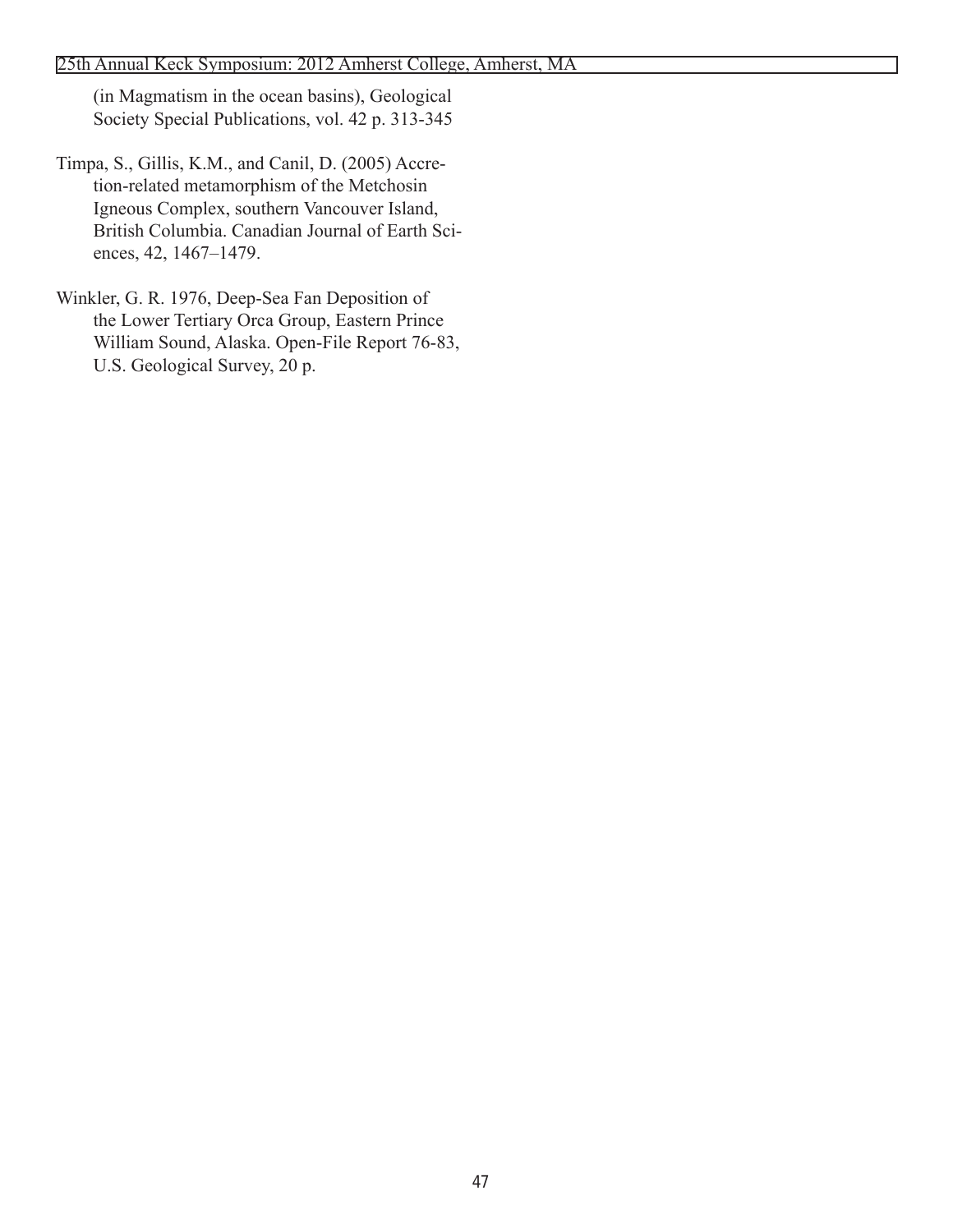(in Magmatism in the ocean basins), Geological Society Special Publications, vol. 42 p. 313-345

Timpa, S., Gillis, K.M., and Canil, D. (2005) Accretion-related metamorphism of the Metchosin Igneous Complex, southern Vancouver Island, British Columbia. Canadian Journal of Earth Sciences, 42, 1467–1479.

Winkler, G. R. 1976, Deep-Sea Fan Deposition of the Lower Tertiary Orca Group, Eastern Prince William Sound, Alaska. Open-File Report 76-83, U.S. Geological Survey, 20 p.